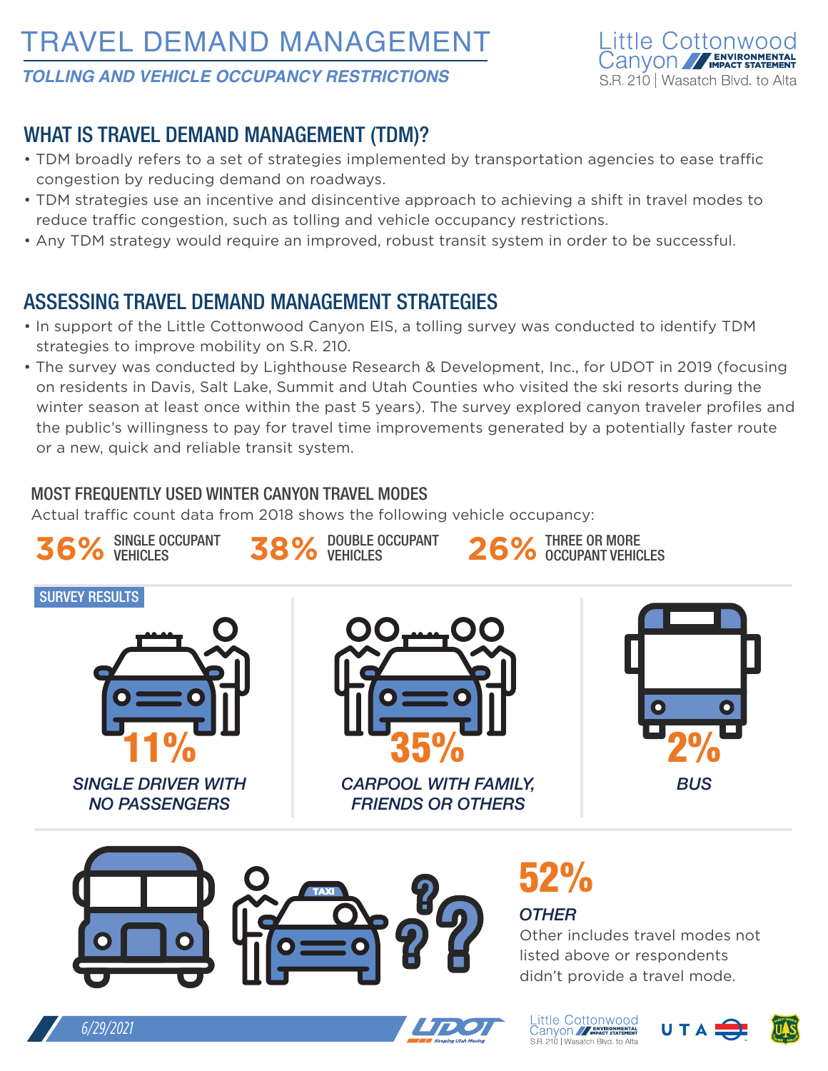# TRAVEL DEMAND MANAGEMENT

***TOLLING AND VEHICLE OCCUPANCY RESTRICTIONS***

Little Cottonwood Canyon ENVIRONMENTAL IMPACT STATEMENT
S.R. 210 | Wasatch Blvd. to Alta

## WHAT IS TRAVEL DEMAND MANAGEMENT (TDM)?

- TDM broadly refers to a set of strategies implemented by transportation agencies to ease traffic congestion by reducing demand on roadways.
- TDM strategies use an incentive and disincentive approach to achieving a shift in travel modes to reduce traffic congestion, such as tolling and vehicle occupancy restrictions.
- Any TDM strategy would require an improved, robust transit system in order to be successful.

## ASSESSING TRAVEL DEMAND MANAGEMENT STRATEGIES

- In support of the Little Cottonwood Canyon EIS, a tolling survey was conducted to identify TDM strategies to improve mobility on S.R. 210.
- The survey was conducted by Lighthouse Research & Development, Inc., for UDOT in 2019 (focusing on residents in Davis, Salt Lake, Summit and Utah Counties who visited the ski resorts during the winter season at least once within the past 5 years). The survey explored canyon traveler profiles and the public's willingness to pay for travel time improvements generated by a potentially faster route or a new, quick and reliable transit system.

### MOST FREQUENTLY USED WINTER CANYON TRAVEL MODES

Actual traffic count data from 2018 shows the following vehicle occupancy:

**36%** SINGLE OCCUPANT VEHICLES

**38%** DOUBLE OCCUPANT VEHICLES

**26%** THREE OR MORE OCCUPANT VEHICLES

#### SURVEY RESULTS

**11%** *SINGLE DRIVER WITH NO PASSENGERS*

**35%** *CARPOOL WITH FAMILY, FRIENDS OR OTHERS*

**2%** *BUS*

**52%** *OTHER*

Other includes travel modes not listed above or respondents didn't provide a travel mode.

6/29/2021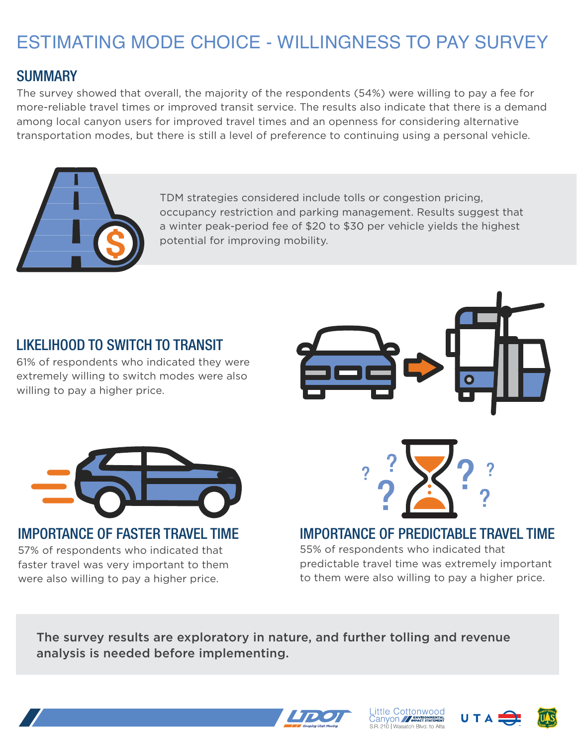# ESTIMATING MODE CHOICE - WILLINGNESS TO PAY SURVEY

## SUMMARY

The survey showed that overall, the majority of the respondents (54%) were willing to pay a fee for more-reliable travel times or improved transit service. The results also indicate that there is a demand among local canyon users for improved travel times and an openness for considering alternative transportation modes, but there is still a level of preference to continuing using a personal vehicle.

TDM strategies considered include tolls or congestion pricing, occupancy restriction and parking management. Results suggest that a winter peak-period fee of $20 to $30 per vehicle yields the highest potential for improving mobility.

## LIKELIHOOD TO SWITCH TO TRANSIT

61% of respondents who indicated they were extremely willing to switch modes were also willing to pay a higher price.

## IMPORTANCE OF FASTER TRAVEL TIME

57% of respondents who indicated that faster travel was very important to them were also willing to pay a higher price.

## IMPORTANCE OF PREDICTABLE TRAVEL TIME

55% of respondents who indicated that predictable travel time was extremely important to them were also willing to pay a higher price.

**The survey results are exploratory in nature, and further tolling and revenue analysis is needed before implementing.**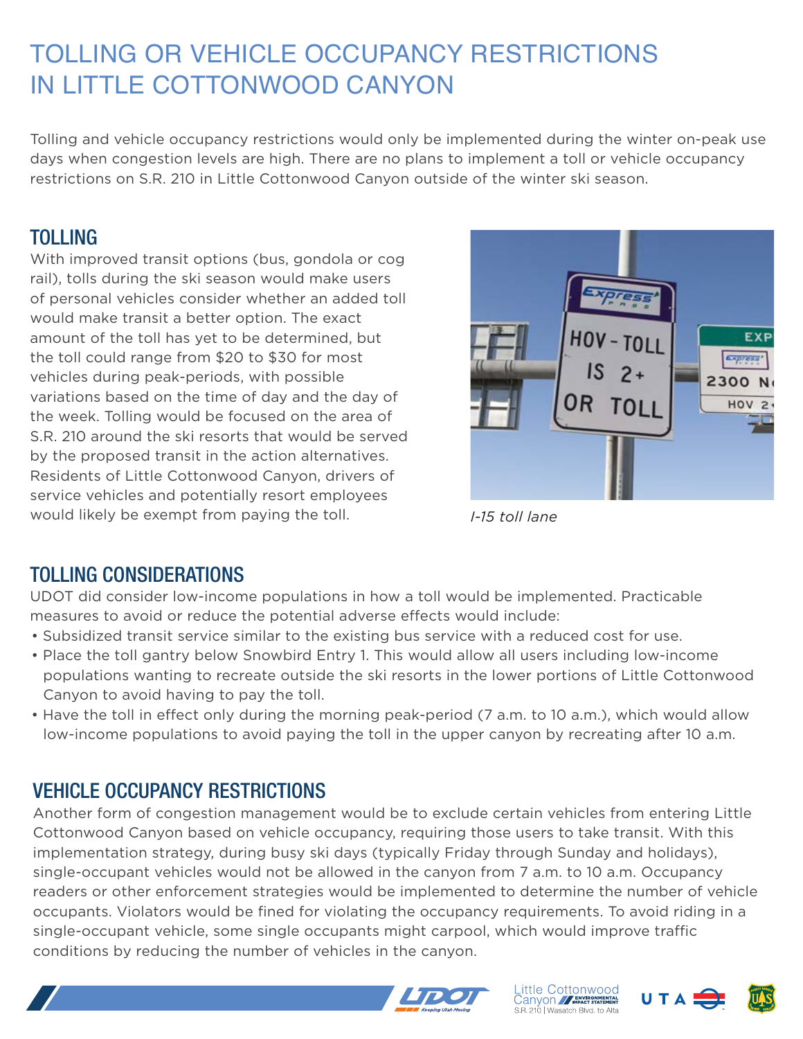# TOLLING OR VEHICLE OCCUPANCY RESTRICTIONS IN LITTLE COTTONWOOD CANYON

Tolling and vehicle occupancy restrictions would only be implemented during the winter on-peak use days when congestion levels are high. There are no plans to implement a toll or vehicle occupancy restrictions on S.R. 210 in Little Cottonwood Canyon outside of the winter ski season.

## TOLLING

With improved transit options (bus, gondola or cog rail), tolls during the ski season would make users of personal vehicles consider whether an added toll would make transit a better option. The exact amount of the toll has yet to be determined, but the toll could range from $20 to $30 for most vehicles during peak-periods, with possible variations based on the time of day and the day of the week. Tolling would be focused on the area of S.R. 210 around the ski resorts that would be served by the proposed transit in the action alternatives. Residents of Little Cottonwood Canyon, drivers of service vehicles and potentially resort employees would likely be exempt from paying the toll.

*I-15 toll lane*

## TOLLING CONSIDERATIONS

UDOT did consider low-income populations in how a toll would be implemented. Practicable measures to avoid or reduce the potential adverse effects would include:

- Subsidized transit service similar to the existing bus service with a reduced cost for use.
- Place the toll gantry below Snowbird Entry 1. This would allow all users including low-income populations wanting to recreate outside the ski resorts in the lower portions of Little Cottonwood Canyon to avoid having to pay the toll.
- Have the toll in effect only during the morning peak-period (7 a.m. to 10 a.m.), which would allow low-income populations to avoid paying the toll in the upper canyon by recreating after 10 a.m.

## VEHICLE OCCUPANCY RESTRICTIONS

Another form of congestion management would be to exclude certain vehicles from entering Little Cottonwood Canyon based on vehicle occupancy, requiring those users to take transit. With this implementation strategy, during busy ski days (typically Friday through Sunday and holidays), single-occupant vehicles would not be allowed in the canyon from 7 a.m. to 10 a.m. Occupancy readers or other enforcement strategies would be implemented to determine the number of vehicle occupants. Violators would be fined for violating the occupancy requirements. To avoid riding in a single-occupant vehicle, some single occupants might carpool, which would improve traffic conditions by reducing the number of vehicles in the canyon.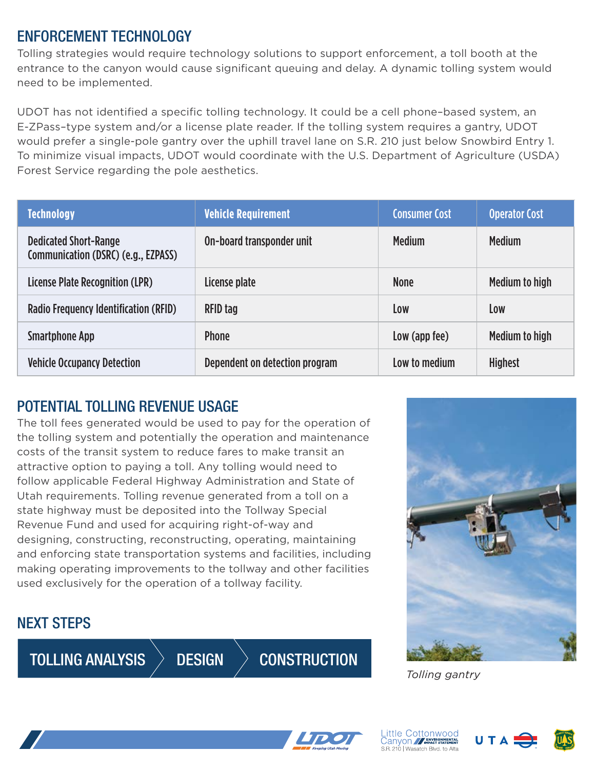## ENFORCEMENT TECHNOLOGY

Tolling strategies would require technology solutions to support enforcement, a toll booth at the entrance to the canyon would cause significant queuing and delay. A dynamic tolling system would need to be implemented.

UDOT has not identified a specific tolling technology. It could be a cell phone–based system, an E-ZPass–type system and/or a license plate reader. If the tolling system requires a gantry, UDOT would prefer a single-pole gantry over the uphill travel lane on S.R. 210 just below Snowbird Entry 1. To minimize visual impacts, UDOT would coordinate with the U.S. Department of Agriculture (USDA) Forest Service regarding the pole aesthetics.

| Technology | Vehicle Requirement | Consumer Cost | Operator Cost |
|---|---|---|---|
| Dedicated Short-Range Communication (DSRC) (e.g., EZPASS) | On-board transponder unit | Medium | Medium |
| License Plate Recognition (LPR) | License plate | None | Medium to high |
| Radio Frequency Identification (RFID) | RFID tag | Low | Low |
| Smartphone App | Phone | Low (app fee) | Medium to high |
| Vehicle Occupancy Detection | Dependent on detection program | Low to medium | Highest |

## POTENTIAL TOLLING REVENUE USAGE

The toll fees generated would be used to pay for the operation of the tolling system and potentially the operation and maintenance costs of the transit system to reduce fares to make transit an attractive option to paying a toll. Any tolling would need to follow applicable Federal Highway Administration and State of Utah requirements. Tolling revenue generated from a toll on a state highway must be deposited into the Tollway Special Revenue Fund and used for acquiring right-of-way and designing, constructing, reconstructing, operating, maintaining and enforcing state transportation systems and facilities, including making operating improvements to the tollway and other facilities used exclusively for the operation of a tollway facility.

*Tolling gantry*

## NEXT STEPS

TOLLING ANALYSIS → DESIGN → CONSTRUCTION